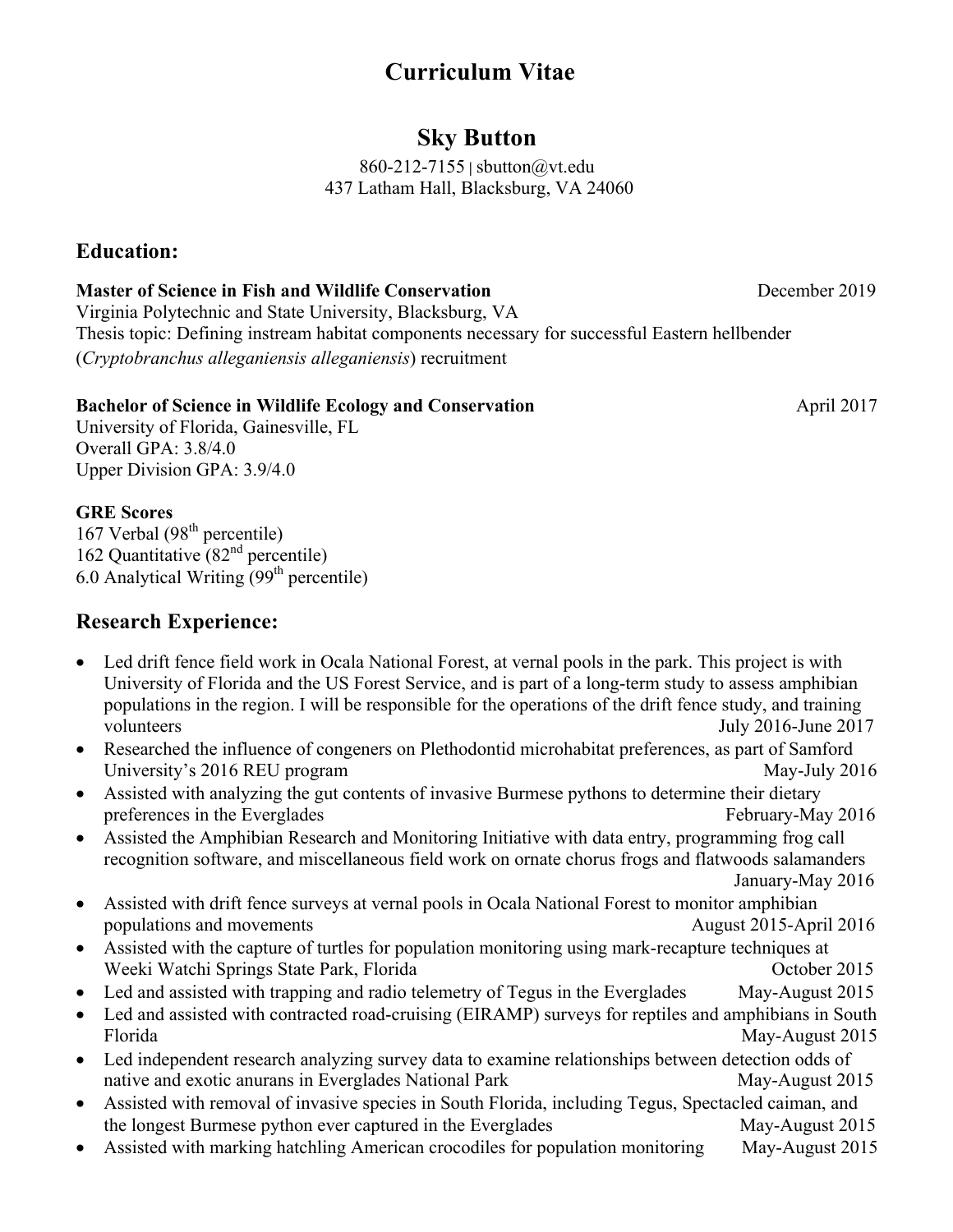# Curriculum Vitae

## Sky Button

860-212-7155 | sbutton@vt.edu
437 Latham Hall, Blacksburg, VA 24060

## Education:

**Master of Science in Fish and Wildlife Conservation** — December 2019
Virginia Polytechnic and State University, Blacksburg, VA
Thesis topic: Defining instream habitat components necessary for successful Eastern hellbender (*Cryptobranchus alleganiensis alleganiensis*) recruitment

**Bachelor of Science in Wildlife Ecology and Conservation** — April 2017
University of Florida, Gainesville, FL
Overall GPA: 3.8/4.0
Upper Division GPA: 3.9/4.0

**GRE Scores**
167 Verbal (98th percentile)
162 Quantitative (82nd percentile)
6.0 Analytical Writing (99th percentile)

## Research Experience:

- Led drift fence field work in Ocala National Forest, at vernal pools in the park. This project is with University of Florida and the US Forest Service, and is part of a long-term study to assess amphibian populations in the region. I will be responsible for the operations of the drift fence study, and training volunteers — July 2016-June 2017
- Researched the influence of congeners on Plethodontid microhabitat preferences, as part of Samford University's 2016 REU program — May-July 2016
- Assisted with analyzing the gut contents of invasive Burmese pythons to determine their dietary preferences in the Everglades — February-May 2016
- Assisted the Amphibian Research and Monitoring Initiative with data entry, programming frog call recognition software, and miscellaneous field work on ornate chorus frogs and flatwoods salamanders — January-May 2016
- Assisted with drift fence surveys at vernal pools in Ocala National Forest to monitor amphibian populations and movements — August 2015-April 2016
- Assisted with the capture of turtles for population monitoring using mark-recapture techniques at Weeki Watchi Springs State Park, Florida — October 2015
- Led and assisted with trapping and radio telemetry of Tegus in the Everglades — May-August 2015
- Led and assisted with contracted road-cruising (EIRAMP) surveys for reptiles and amphibians in South Florida — May-August 2015
- Led independent research analyzing survey data to examine relationships between detection odds of native and exotic anurans in Everglades National Park — May-August 2015
- Assisted with removal of invasive species in South Florida, including Tegus, Spectacled caiman, and the longest Burmese python ever captured in the Everglades — May-August 2015
- Assisted with marking hatchling American crocodiles for population monitoring — May-August 2015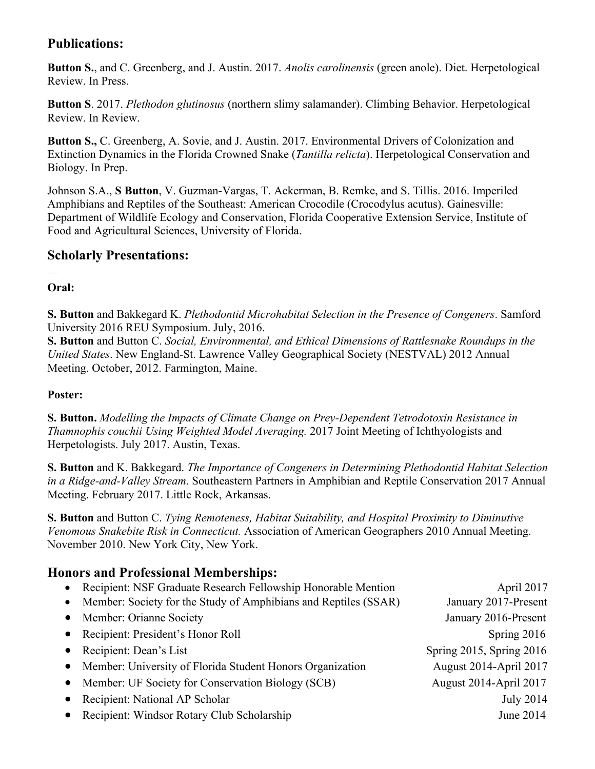## Publications:

**Button S.**, and C. Greenberg, and J. Austin. 2017. *Anolis carolinensis* (green anole). Diet. Herpetological Review. In Press.

**Button S**. 2017. *Plethodon glutinosus* (northern slimy salamander). Climbing Behavior. Herpetological Review. In Review.

**Button S.,** C. Greenberg, A. Sovie, and J. Austin. 2017. Environmental Drivers of Colonization and Extinction Dynamics in the Florida Crowned Snake (*Tantilla relicta*). Herpetological Conservation and Biology. In Prep.

Johnson S.A., **S Button**, V. Guzman-Vargas, T. Ackerman, B. Remke, and S. Tillis. 2016. Imperiled Amphibians and Reptiles of the Southeast: American Crocodile (Crocodylus acutus). Gainesville: Department of Wildlife Ecology and Conservation, Florida Cooperative Extension Service, Institute of Food and Agricultural Sciences, University of Florida.

## Scholarly Presentations:

**Oral:**

**S. Button** and Bakkegard K. *Plethodontid Microhabitat Selection in the Presence of Congeners*. Samford University 2016 REU Symposium. July, 2016.
**S. Button** and Button C. *Social, Environmental, and Ethical Dimensions of Rattlesnake Roundups in the United States*. New England-St. Lawrence Valley Geographical Society (NESTVAL) 2012 Annual Meeting. October, 2012. Farmington, Maine.

**Poster:**

**S. Button.** *Modelling the Impacts of Climate Change on Prey-Dependent Tetrodotoxin Resistance in Thamnophis couchii Using Weighted Model Averaging.* 2017 Joint Meeting of Ichthyologists and Herpetologists. July 2017. Austin, Texas.

**S. Button** and K. Bakkegard. *The Importance of Congeners in Determining Plethodontid Habitat Selection in a Ridge-and-Valley Stream*. Southeastern Partners in Amphibian and Reptile Conservation 2017 Annual Meeting. February 2017. Little Rock, Arkansas.

**S. Button** and Button C. *Tying Remoteness, Habitat Suitability, and Hospital Proximity to Diminutive Venomous Snakebite Risk in Connecticut.* Association of American Geographers 2010 Annual Meeting. November 2010. New York City, New York.

## Honors and Professional Memberships:

- Recipient: NSF Graduate Research Fellowship Honorable Mention — April 2017
- Member: Society for the Study of Amphibians and Reptiles (SSAR) — January 2017-Present
- Member: Orianne Society — January 2016-Present
- Recipient: President's Honor Roll — Spring 2016
- Recipient: Dean's List — Spring 2015, Spring 2016
- Member: University of Florida Student Honors Organization — August 2014-April 2017
- Member: UF Society for Conservation Biology (SCB) — August 2014-April 2017
- Recipient: National AP Scholar — July 2014
- Recipient: Windsor Rotary Club Scholarship — June 2014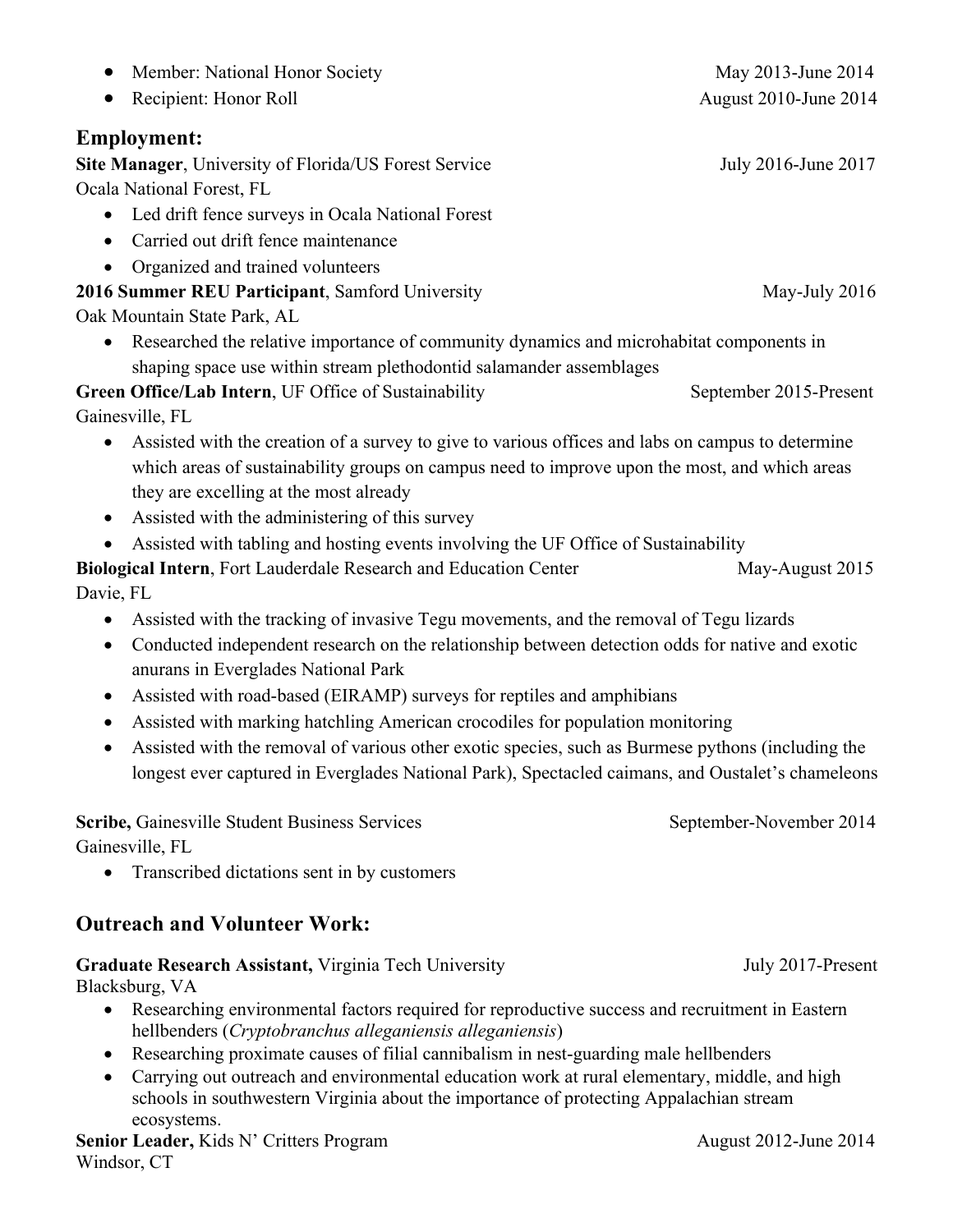- Member: National Honor Society May 2013-June 2014
- Recipient: Honor Roll August 2010-June 2014

## Employment:

**Site Manager**, University of Florida/US Forest Service July 2016-June 2017
Ocala National Forest, FL

- Led drift fence surveys in Ocala National Forest
- Carried out drift fence maintenance
- Organized and trained volunteers

**2016 Summer REU Participant**, Samford University May-July 2016
Oak Mountain State Park, AL

- Researched the relative importance of community dynamics and microhabitat components in shaping space use within stream plethodontid salamander assemblages

**Green Office/Lab Intern**, UF Office of Sustainability September 2015-Present
Gainesville, FL

- Assisted with the creation of a survey to give to various offices and labs on campus to determine which areas of sustainability groups on campus need to improve upon the most, and which areas they are excelling at the most already
- Assisted with the administering of this survey
- Assisted with tabling and hosting events involving the UF Office of Sustainability

**Biological Intern**, Fort Lauderdale Research and Education Center May-August 2015
Davie, FL

- Assisted with the tracking of invasive Tegu movements, and the removal of Tegu lizards
- Conducted independent research on the relationship between detection odds for native and exotic anurans in Everglades National Park
- Assisted with road-based (EIRAMP) surveys for reptiles and amphibians
- Assisted with marking hatchling American crocodiles for population monitoring
- Assisted with the removal of various other exotic species, such as Burmese pythons (including the longest ever captured in Everglades National Park), Spectacled caimans, and Oustalet's chameleons

**Scribe,** Gainesville Student Business Services September-November 2014
Gainesville, FL

- Transcribed dictations sent in by customers

## Outreach and Volunteer Work:

**Graduate Research Assistant,** Virginia Tech University July 2017-Present
Blacksburg, VA

- Researching environmental factors required for reproductive success and recruitment in Eastern hellbenders (*Cryptobranchus alleganiensis alleganiensis*)
- Researching proximate causes of filial cannibalism in nest-guarding male hellbenders
- Carrying out outreach and environmental education work at rural elementary, middle, and high schools in southwestern Virginia about the importance of protecting Appalachian stream ecosystems.

**Senior Leader,** Kids N' Critters Program August 2012-June 2014
Windsor, CT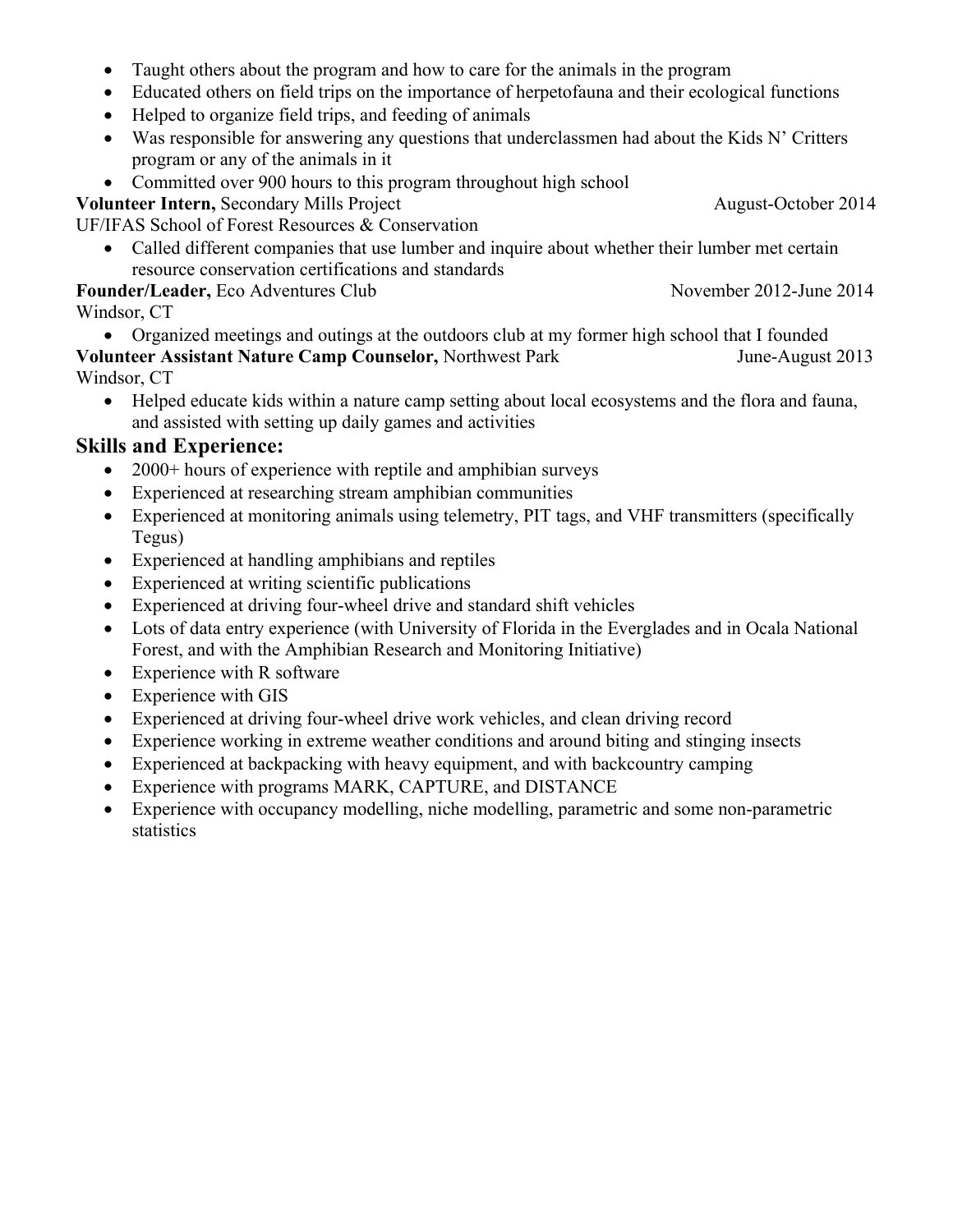- Taught others about the program and how to care for the animals in the program
- Educated others on field trips on the importance of herpetofauna and their ecological functions
- Helped to organize field trips, and feeding of animals
- Was responsible for answering any questions that underclassmen had about the Kids N' Critters program or any of the animals in it
- Committed over 900 hours to this program throughout high school

**Volunteer Intern,** Secondary Mills Project August-October 2014
UF/IFAS School of Forest Resources & Conservation

- Called different companies that use lumber and inquire about whether their lumber met certain resource conservation certifications and standards

**Founder/Leader,** Eco Adventures Club November 2012-June 2014
Windsor, CT

- Organized meetings and outings at the outdoors club at my former high school that I founded

**Volunteer Assistant Nature Camp Counselor,** Northwest Park June-August 2013
Windsor, CT

- Helped educate kids within a nature camp setting about local ecosystems and the flora and fauna, and assisted with setting up daily games and activities

## Skills and Experience:

- 2000+ hours of experience with reptile and amphibian surveys
- Experienced at researching stream amphibian communities
- Experienced at monitoring animals using telemetry, PIT tags, and VHF transmitters (specifically Tegus)
- Experienced at handling amphibians and reptiles
- Experienced at writing scientific publications
- Experienced at driving four-wheel drive and standard shift vehicles
- Lots of data entry experience (with University of Florida in the Everglades and in Ocala National Forest, and with the Amphibian Research and Monitoring Initiative)
- Experience with R software
- Experience with GIS
- Experienced at driving four-wheel drive work vehicles, and clean driving record
- Experience working in extreme weather conditions and around biting and stinging insects
- Experienced at backpacking with heavy equipment, and with backcountry camping
- Experience with programs MARK, CAPTURE, and DISTANCE
- Experience with occupancy modelling, niche modelling, parametric and some non-parametric statistics